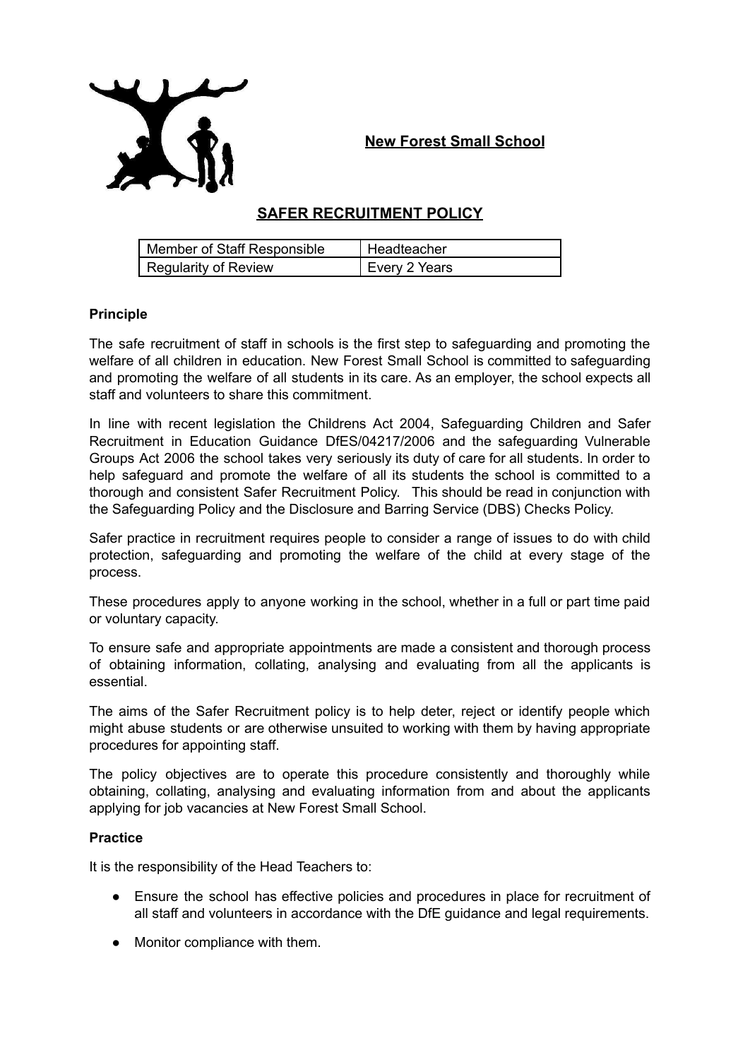**New Forest Small School**

# SAFER RECRUITMENT POLICY

| Member of Staff Responsible | Headteacher |
|---|---|
| Regularity of Review | Every 2 Years |

**Principle**

The safe recruitment of staff in schools is the first step to safeguarding and promoting the welfare of all children in education. New Forest Small School is committed to safeguarding and promoting the welfare of all students in its care. As an employer, the school expects all staff and volunteers to share this commitment.

In line with recent legislation the Childrens Act 2004, Safeguarding Children and Safer Recruitment in Education Guidance DfES/04217/2006 and the safeguarding Vulnerable Groups Act 2006 the school takes very seriously its duty of care for all students. In order to help safeguard and promote the welfare of all its students the school is committed to a thorough and consistent Safer Recruitment Policy. This should be read in conjunction with the Safeguarding Policy and the Disclosure and Barring Service (DBS) Checks Policy.

Safer practice in recruitment requires people to consider a range of issues to do with child protection, safeguarding and promoting the welfare of the child at every stage of the process.

These procedures apply to anyone working in the school, whether in a full or part time paid or voluntary capacity.

To ensure safe and appropriate appointments are made a consistent and thorough process of obtaining information, collating, analysing and evaluating from all the applicants is essential.

The aims of the Safer Recruitment policy is to help deter, reject or identify people which might abuse students or are otherwise unsuited to working with them by having appropriate procedures for appointing staff.

The policy objectives are to operate this procedure consistently and thoroughly while obtaining, collating, analysing and evaluating information from and about the applicants applying for job vacancies at New Forest Small School.

**Practice**

It is the responsibility of the Head Teachers to:

- Ensure the school has effective policies and procedures in place for recruitment of all staff and volunteers in accordance with the DfE guidance and legal requirements.
- Monitor compliance with them.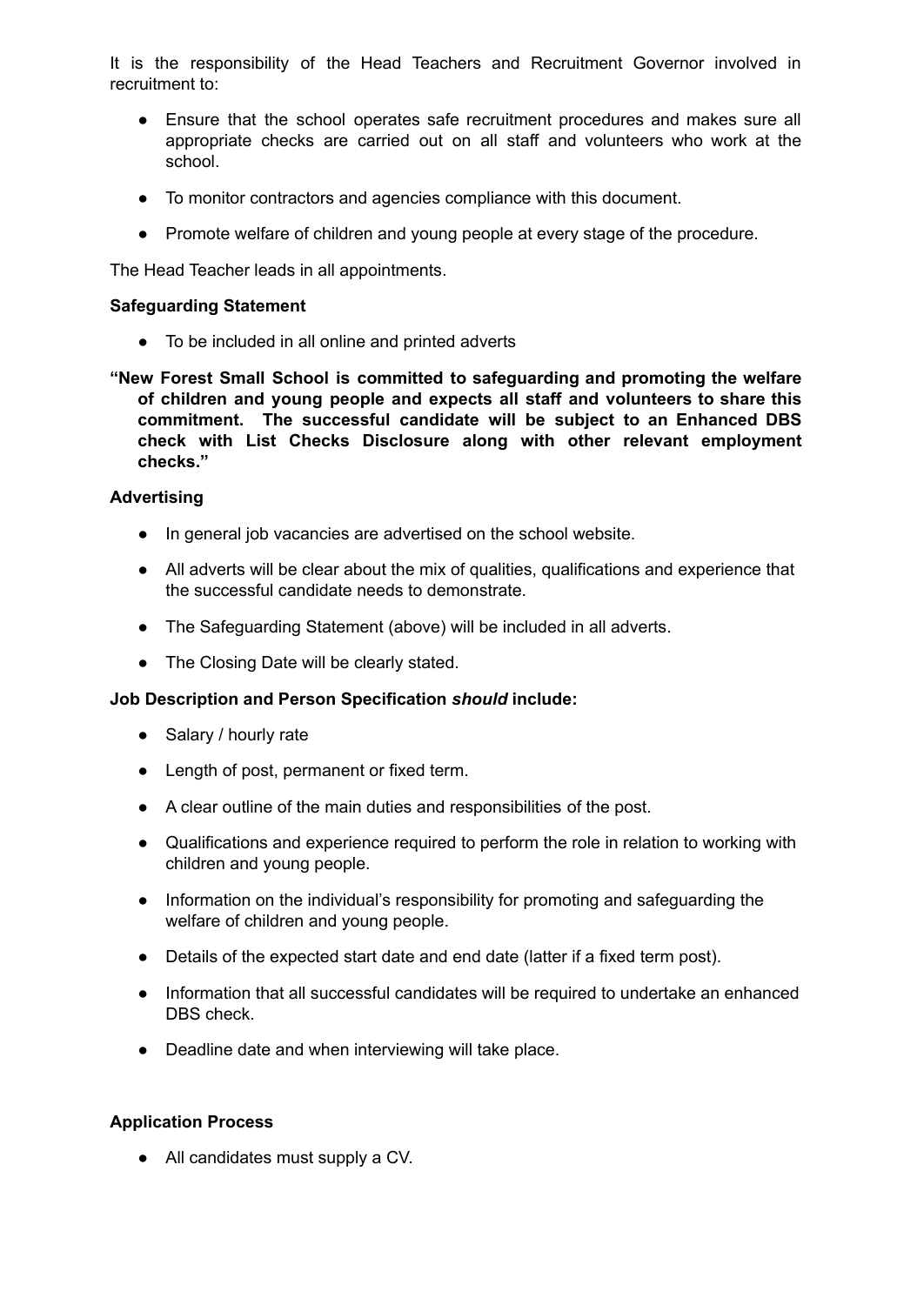It is the responsibility of the Head Teachers and Recruitment Governor involved in recruitment to:

- Ensure that the school operates safe recruitment procedures and makes sure all appropriate checks are carried out on all staff and volunteers who work at the school.
- To monitor contractors and agencies compliance with this document.
- Promote welfare of children and young people at every stage of the procedure.

The Head Teacher leads in all appointments.

**Safeguarding Statement**

- To be included in all online and printed adverts

**"New Forest Small School is committed to safeguarding and promoting the welfare of children and young people and expects all staff and volunteers to share this commitment. The successful candidate will be subject to an Enhanced DBS check with List Checks Disclosure along with other relevant employment checks."**

**Advertising**

- In general job vacancies are advertised on the school website.
- All adverts will be clear about the mix of qualities, qualifications and experience that the successful candidate needs to demonstrate.
- The Safeguarding Statement (above) will be included in all adverts.
- The Closing Date will be clearly stated.

**Job Description and Person Specification *should* include:**

- Salary / hourly rate
- Length of post, permanent or fixed term.
- A clear outline of the main duties and responsibilities of the post.
- Qualifications and experience required to perform the role in relation to working with children and young people.
- Information on the individual's responsibility for promoting and safeguarding the welfare of children and young people.
- Details of the expected start date and end date (latter if a fixed term post).
- Information that all successful candidates will be required to undertake an enhanced DBS check.
- Deadline date and when interviewing will take place.

**Application Process**

- All candidates must supply a CV.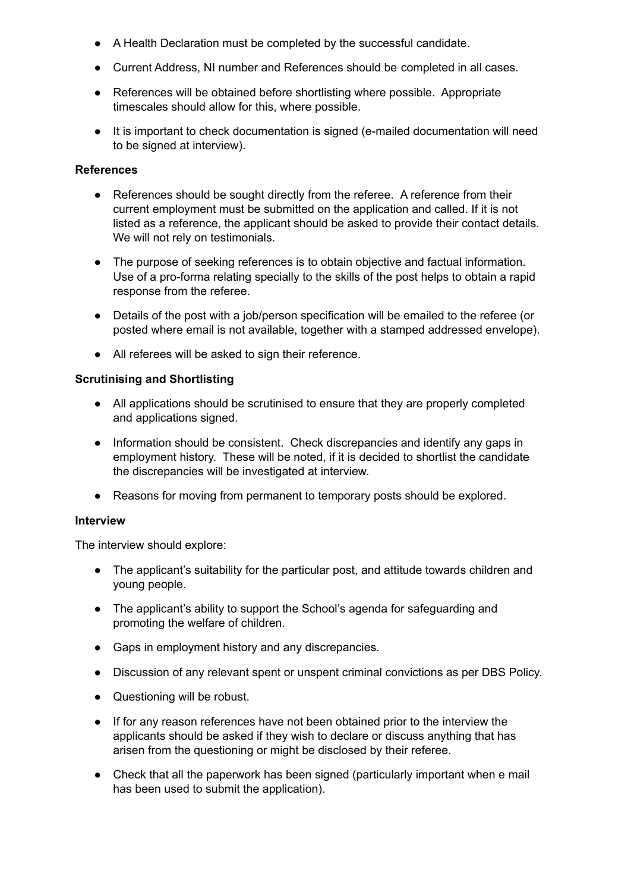- A Health Declaration must be completed by the successful candidate.
- Current Address, NI number and References should be completed in all cases.
- References will be obtained before shortlisting where possible. Appropriate timescales should allow for this, where possible.
- It is important to check documentation is signed (e-mailed documentation will need to be signed at interview).

**References**

- References should be sought directly from the referee. A reference from their current employment must be submitted on the application and called. If it is not listed as a reference, the applicant should be asked to provide their contact details. We will not rely on testimonials.
- The purpose of seeking references is to obtain objective and factual information. Use of a pro-forma relating specially to the skills of the post helps to obtain a rapid response from the referee.
- Details of the post with a job/person specification will be emailed to the referee (or posted where email is not available, together with a stamped addressed envelope).
- All referees will be asked to sign their reference.

**Scrutinising and Shortlisting**

- All applications should be scrutinised to ensure that they are properly completed and applications signed.
- Information should be consistent. Check discrepancies and identify any gaps in employment history. These will be noted, if it is decided to shortlist the candidate the discrepancies will be investigated at interview.
- Reasons for moving from permanent to temporary posts should be explored.

**Interview**

The interview should explore:

- The applicant's suitability for the particular post, and attitude towards children and young people.
- The applicant's ability to support the School's agenda for safeguarding and promoting the welfare of children.
- Gaps in employment history and any discrepancies.
- Discussion of any relevant spent or unspent criminal convictions as per DBS Policy.
- Questioning will be robust.
- If for any reason references have not been obtained prior to the interview the applicants should be asked if they wish to declare or discuss anything that has arisen from the questioning or might be disclosed by their referee.
- Check that all the paperwork has been signed (particularly important when e mail has been used to submit the application).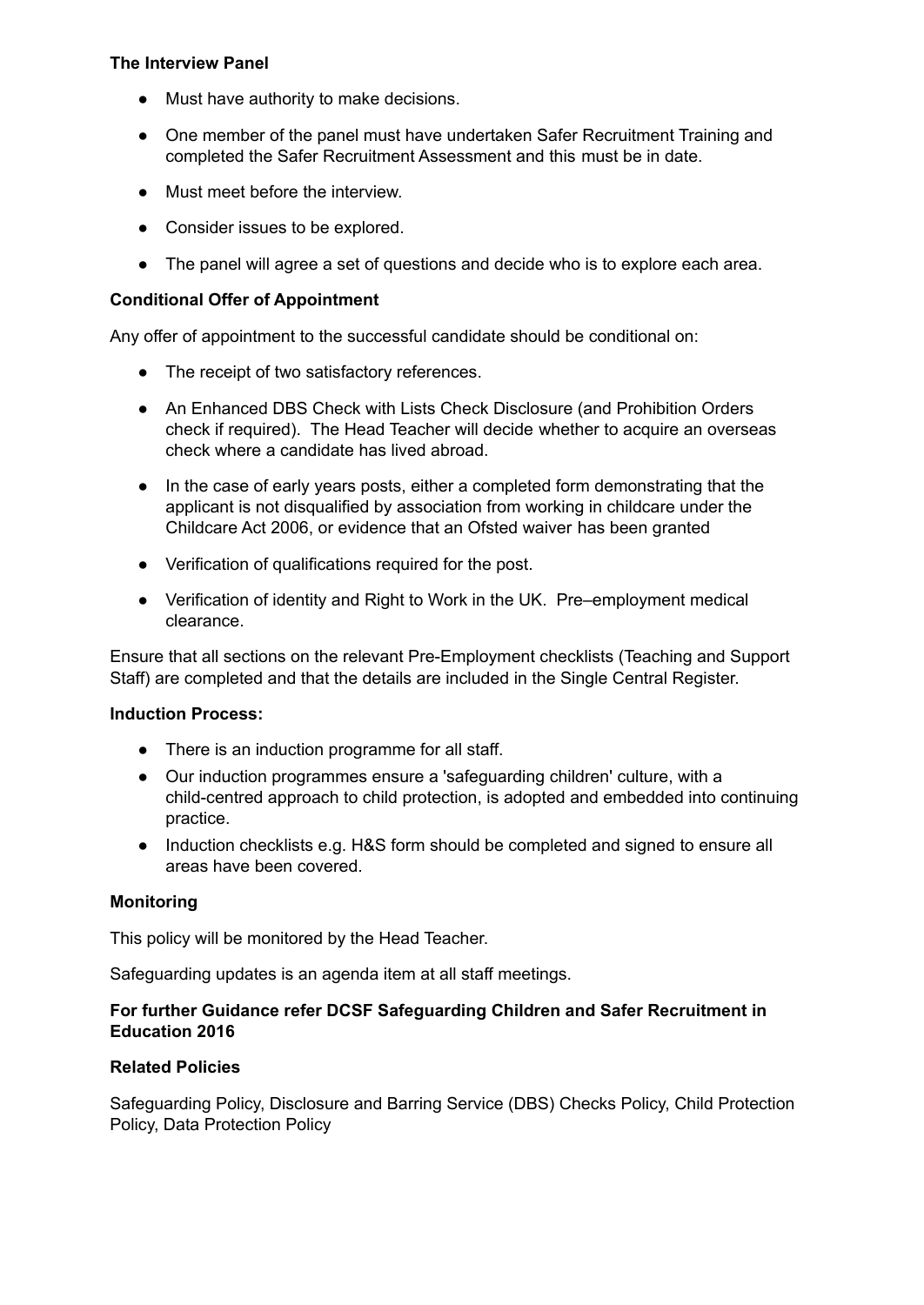**The Interview Panel**

- Must have authority to make decisions.
- One member of the panel must have undertaken Safer Recruitment Training and completed the Safer Recruitment Assessment and this must be in date.
- Must meet before the interview.
- Consider issues to be explored.
- The panel will agree a set of questions and decide who is to explore each area.

**Conditional Offer of Appointment**

Any offer of appointment to the successful candidate should be conditional on:

- The receipt of two satisfactory references.
- An Enhanced DBS Check with Lists Check Disclosure (and Prohibition Orders check if required). The Head Teacher will decide whether to acquire an overseas check where a candidate has lived abroad.
- In the case of early years posts, either a completed form demonstrating that the applicant is not disqualified by association from working in childcare under the Childcare Act 2006, or evidence that an Ofsted waiver has been granted
- Verification of qualifications required for the post.
- Verification of identity and Right to Work in the UK. Pre–employment medical clearance.

Ensure that all sections on the relevant Pre-Employment checklists (Teaching and Support Staff) are completed and that the details are included in the Single Central Register.

**Induction Process:**

- There is an induction programme for all staff.
- Our induction programmes ensure a 'safeguarding children' culture, with a child-centred approach to child protection, is adopted and embedded into continuing practice.
- Induction checklists e.g. H&S form should be completed and signed to ensure all areas have been covered.

**Monitoring**

This policy will be monitored by the Head Teacher.

Safeguarding updates is an agenda item at all staff meetings.

**For further Guidance refer DCSF Safeguarding Children and Safer Recruitment in Education 2016**

**Related Policies**

Safeguarding Policy, Disclosure and Barring Service (DBS) Checks Policy, Child Protection Policy, Data Protection Policy